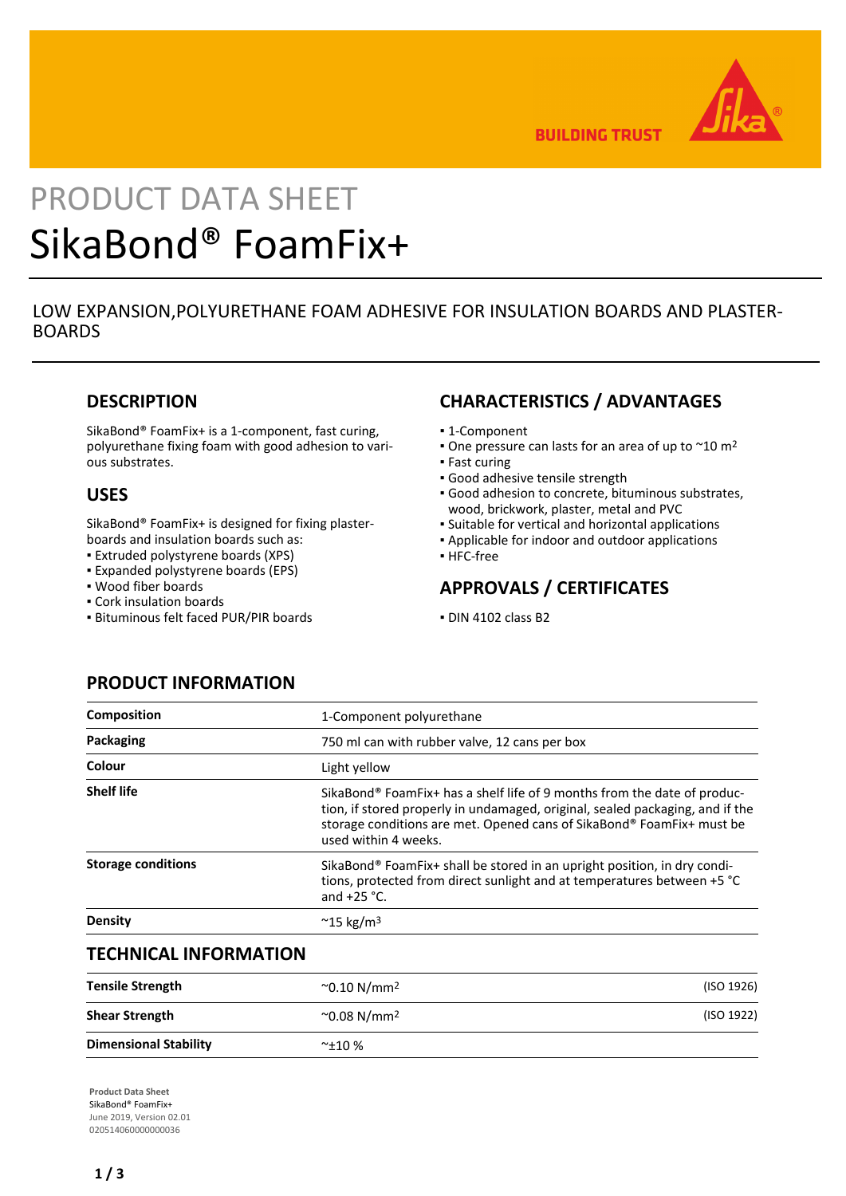BUILDING TRUST

PRODUCT DATA SHEET

# SikaBond® FoamFix+

LOW EXPANSION,POLYURETHANE FOAM ADHESIVE FOR INSULATION BOARDS AND PLASTER-BOARDS

## DESCRIPTION

SikaBond® FoamFix+ is a 1-component, fast curing, polyurethane fixing foam with good adhesion to various substrates.

## USES

SikaBond® FoamFix+ is designed for fixing plaster-boards and insulation boards such as:

- Extruded polystyrene boards (XPS)
- Expanded polystyrene boards (EPS)
- Wood fiber boards
- Cork insulation boards
- Bituminous felt faced PUR/PIR boards

## CHARACTERISTICS / ADVANTAGES

- 1-Component
- One pressure can lasts for an area of up to ~10 $m^2$
- Fast curing
- Good adhesive tensile strength
- Good adhesion to concrete, bituminous substrates, wood, brickwork, plaster, metal and PVC
- Suitable for vertical and horizontal applications
- Applicable for indoor and outdoor applications
- HFC-free

## APPROVALS / CERTIFICATES

- DIN 4102 class B2

## PRODUCT INFORMATION

| | |
|---|---|
| **Composition** | 1-Component polyurethane |
| **Packaging** | 750 ml can with rubber valve, 12 cans per box |
| **Colour** | Light yellow |
| **Shelf life** | SikaBond® FoamFix+ has a shelf life of 9 months from the date of production, if stored properly in undamaged, original, sealed packaging, and if the storage conditions are met. Opened cans of SikaBond® FoamFix+ must be used within 4 weeks. |
| **Storage conditions** | SikaBond® FoamFix+ shall be stored in an upright position, in dry conditions, protected from direct sunlight and at temperatures between +5 °C and +25 °C. |
| **Density** | ~15 $kg/m^3$ |

## TECHNICAL INFORMATION

| | | |
|---|---|---|
| **Tensile Strength** | ~0.10 $N/mm^2$ | (ISO 1926) |
| **Shear Strength** | ~0.08 $N/mm^2$ | (ISO 1922) |
| **Dimensional Stability** | ~±10 % | |

**Product Data Sheet**
SikaBond® FoamFix+
June 2019, Version 02.01
020514060000000036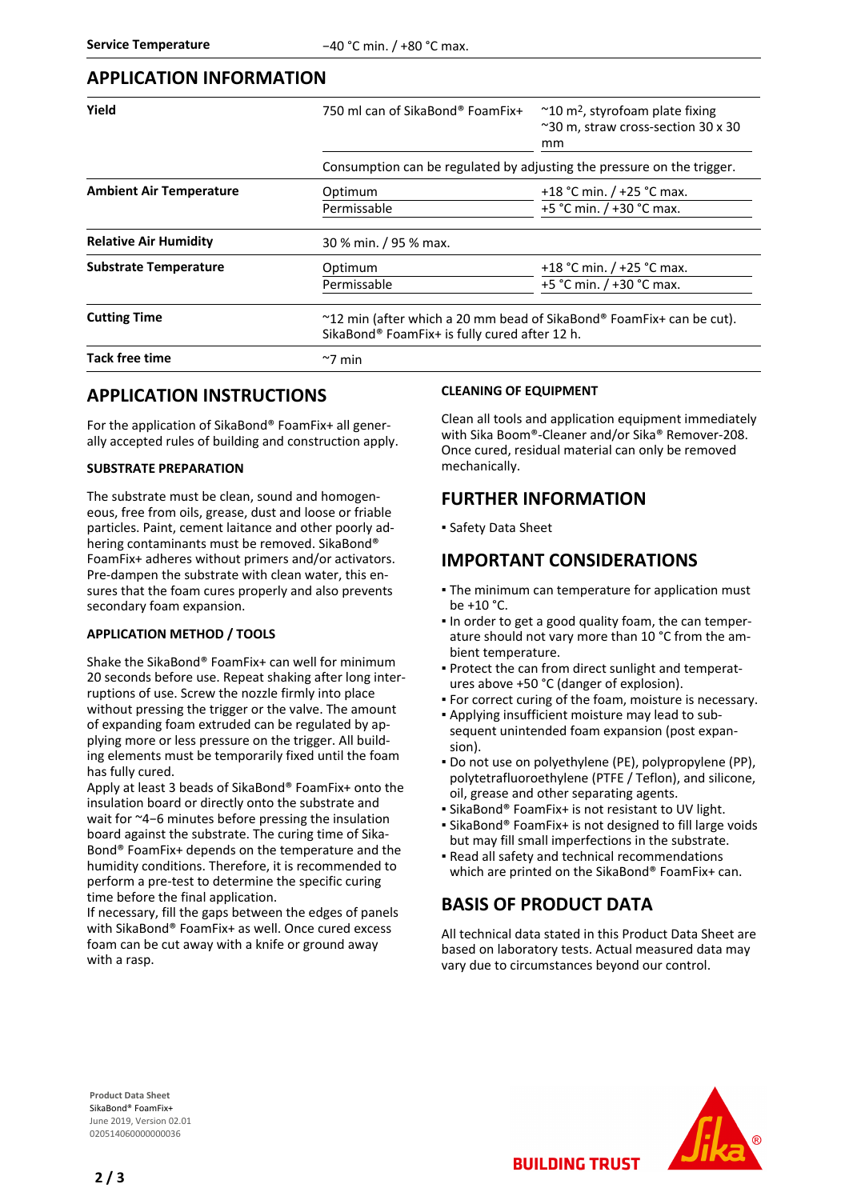| | | |
|---|---|---|
| **Service Temperature** | −40 °C min. / +80 °C max. | |

## APPLICATION INFORMATION

| | | |
|---|---|---|
| **Yield** | 750 ml can of SikaBond® FoamFix+ | ~10 m², styrofoam plate fixing<br>~30 m, straw cross-section 30 x 30 mm |
| | Consumption can be regulated by adjusting the pressure on the trigger. | |
| **Ambient Air Temperature** | Optimum | +18 °C min. / +25 °C max. |
| | Permissable | +5 °C min. / +30 °C max. |
| **Relative Air Humidity** | 30 % min. / 95 % max. | |
| **Substrate Temperature** | Optimum | +18 °C min. / +25 °C max. |
| | Permissable | +5 °C min. / +30 °C max. |
| **Cutting Time** | ~12 min (after which a 20 mm bead of SikaBond® FoamFix+ can be cut). SikaBond® FoamFix+ is fully cured after 12 h. | |
| **Tack free time** | ~7 min | |

## APPLICATION INSTRUCTIONS

For the application of SikaBond® FoamFix+ all generally accepted rules of building and construction apply.

### SUBSTRATE PREPARATION

The substrate must be clean, sound and homogeneous, free from oils, grease, dust and loose or friable particles. Paint, cement laitance and other poorly adhering contaminants must be removed. SikaBond® FoamFix+ adheres without primers and/or activators. Pre-dampen the substrate with clean water, this ensures that the foam cures properly and also prevents secondary foam expansion.

### APPLICATION METHOD / TOOLS

Shake the SikaBond® FoamFix+ can well for minimum 20 seconds before use. Repeat shaking after long interruptions of use. Screw the nozzle firmly into place without pressing the trigger or the valve. The amount of expanding foam extruded can be regulated by applying more or less pressure on the trigger. All building elements must be temporarily fixed until the foam has fully cured.

Apply at least 3 beads of SikaBond® FoamFix+ onto the insulation board or directly onto the substrate and wait for ~4−6 minutes before pressing the insulation board against the substrate. The curing time of SikaBond® FoamFix+ depends on the temperature and the humidity conditions. Therefore, it is recommended to perform a pre-test to determine the specific curing time before the final application.

If necessary, fill the gaps between the edges of panels with SikaBond® FoamFix+ as well. Once cured excess foam can be cut away with a knife or ground away with a rasp.

### CLEANING OF EQUIPMENT

Clean all tools and application equipment immediately with Sika Boom®-Cleaner and/or Sika® Remover-208. Once cured, residual material can only be removed mechanically.

## FURTHER INFORMATION

- Safety Data Sheet

## IMPORTANT CONSIDERATIONS

- The minimum can temperature for application must be +10 °C.
- In order to get a good quality foam, the can temperature should not vary more than 10 °C from the ambient temperature.
- Protect the can from direct sunlight and temperatures above +50 °C (danger of explosion).
- For correct curing of the foam, moisture is necessary.
- Applying insufficient moisture may lead to subsequent unintended foam expansion (post expansion).
- Do not use on polyethylene (PE), polypropylene (PP), polytetrafluoroethylene (PTFE / Teflon), and silicone, oil, grease and other separating agents.
- SikaBond® FoamFix+ is not resistant to UV light.
- SikaBond® FoamFix+ is not designed to fill large voids but may fill small imperfections in the substrate.
- Read all safety and technical recommendations which are printed on the SikaBond® FoamFix+ can.

## BASIS OF PRODUCT DATA

All technical data stated in this Product Data Sheet are based on laboratory tests. Actual measured data may vary due to circumstances beyond our control.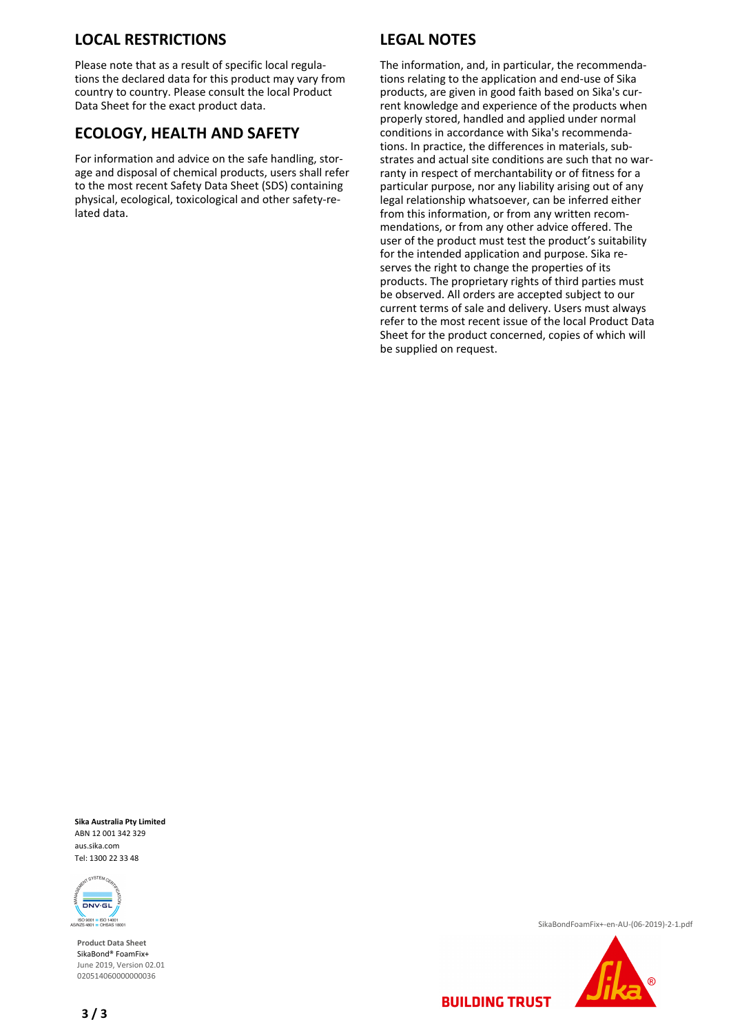## LOCAL RESTRICTIONS

Please note that as a result of specific local regulations the declared data for this product may vary from country to country. Please consult the local Product Data Sheet for the exact product data.

## ECOLOGY, HEALTH AND SAFETY

For information and advice on the safe handling, storage and disposal of chemical products, users shall refer to the most recent Safety Data Sheet (SDS) containing physical, ecological, toxicological and other safety-related data.

## LEGAL NOTES

The information, and, in particular, the recommendations relating to the application and end-use of Sika products, are given in good faith based on Sika's current knowledge and experience of the products when properly stored, handled and applied under normal conditions in accordance with Sika's recommendations. In practice, the differences in materials, substrates and actual site conditions are such that no warranty in respect of merchantability or of fitness for a particular purpose, nor any liability arising out of any legal relationship whatsoever, can be inferred either from this information, or from any written recommendations, or from any other advice offered. The user of the product must test the product's suitability for the intended application and purpose. Sika reserves the right to change the properties of its products. The proprietary rights of third parties must be observed. All orders are accepted subject to our current terms of sale and delivery. Users must always refer to the most recent issue of the local Product Data Sheet for the product concerned, copies of which will be supplied on request.

**Sika Australia Pty Limited**
ABN 12 001 342 329
aus.sika.com
Tel: 1300 22 33 48

**Product Data Sheet**
SikaBond® FoamFix+
June 2019, Version 02.01
020514060000000036

SikaBondFoamFix+-en-AU-(06-2019)-2-1.pdf

BUILDING TRUST